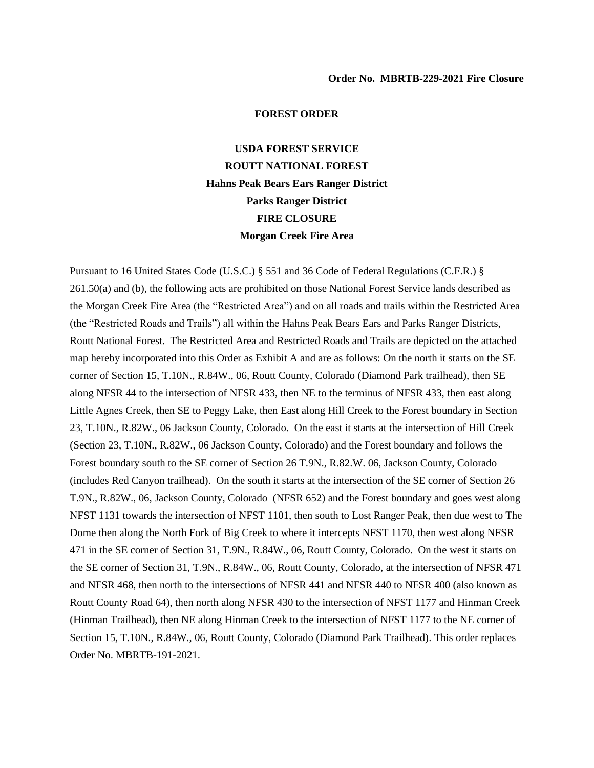**Order No. MBRTB-229-2021 Fire Closure**

**FOREST ORDER**

**USDA FOREST SERVICE**
**ROUTT NATIONAL FOREST**
**Hahns Peak Bears Ears Ranger District**
**Parks Ranger District**
**FIRE CLOSURE**
**Morgan Creek Fire Area**

Pursuant to 16 United States Code (U.S.C.) § 551 and 36 Code of Federal Regulations (C.F.R.) § 261.50(a) and (b), the following acts are prohibited on those National Forest Service lands described as the Morgan Creek Fire Area (the "Restricted Area") and on all roads and trails within the Restricted Area (the "Restricted Roads and Trails") all within the Hahns Peak Bears Ears and Parks Ranger Districts, Routt National Forest. The Restricted Area and Restricted Roads and Trails are depicted on the attached map hereby incorporated into this Order as Exhibit A and are as follows: On the north it starts on the SE corner of Section 15, T.10N., R.84W., 06, Routt County, Colorado (Diamond Park trailhead), then SE along NFSR 44 to the intersection of NFSR 433, then NE to the terminus of NFSR 433, then east along Little Agnes Creek, then SE to Peggy Lake, then East along Hill Creek to the Forest boundary in Section 23, T.10N., R.82W., 06 Jackson County, Colorado. On the east it starts at the intersection of Hill Creek (Section 23, T.10N., R.82W., 06 Jackson County, Colorado) and the Forest boundary and follows the Forest boundary south to the SE corner of Section 26 T.9N., R.82.W. 06, Jackson County, Colorado (includes Red Canyon trailhead). On the south it starts at the intersection of the SE corner of Section 26 T.9N., R.82W., 06, Jackson County, Colorado (NFSR 652) and the Forest boundary and goes west along NFST 1131 towards the intersection of NFST 1101, then south to Lost Ranger Peak, then due west to The Dome then along the North Fork of Big Creek to where it intercepts NFST 1170, then west along NFSR 471 in the SE corner of Section 31, T.9N., R.84W., 06, Routt County, Colorado. On the west it starts on the SE corner of Section 31, T.9N., R.84W., 06, Routt County, Colorado, at the intersection of NFSR 471 and NFSR 468, then north to the intersections of NFSR 441 and NFSR 440 to NFSR 400 (also known as Routt County Road 64), then north along NFSR 430 to the intersection of NFST 1177 and Hinman Creek (Hinman Trailhead), then NE along Hinman Creek to the intersection of NFST 1177 to the NE corner of Section 15, T.10N., R.84W., 06, Routt County, Colorado (Diamond Park Trailhead). This order replaces Order No. MBRTB-191-2021.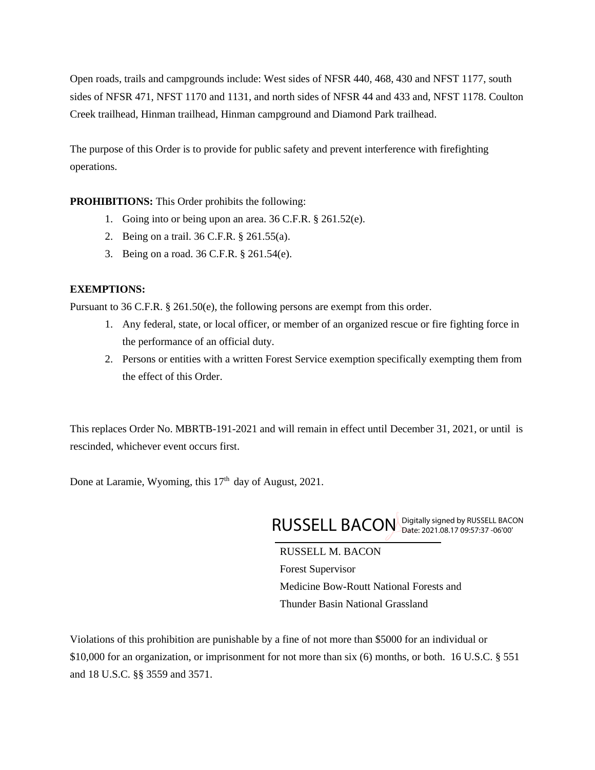Open roads, trails and campgrounds include: West sides of NFSR 440, 468, 430 and NFST 1177, south sides of NFSR 471, NFST 1170 and 1131, and north sides of NFSR 44 and 433 and, NFST 1178. Coulton Creek trailhead, Hinman trailhead, Hinman campground and Diamond Park trailhead.

The purpose of this Order is to provide for public safety and prevent interference with firefighting operations.

**PROHIBITIONS:** This Order prohibits the following:

1. Going into or being upon an area. 36 C.F.R. § 261.52(e).
2. Being on a trail. 36 C.F.R. § 261.55(a).
3. Being on a road. 36 C.F.R. § 261.54(e).

**EXEMPTIONS:**

Pursuant to 36 C.F.R. § 261.50(e), the following persons are exempt from this order.

1. Any federal, state, or local officer, or member of an organized rescue or fire fighting force in the performance of an official duty.
2. Persons or entities with a written Forest Service exemption specifically exempting them from the effect of this Order.

This replaces Order No. MBRTB-191-2021 and will remain in effect until December 31, 2021, or until is rescinded, whichever event occurs first.

Done at Laramie, Wyoming, this 17th day of August, 2021.

RUSSELL BACON Digitally signed by RUSSELL BACON Date: 2021.08.17 09:57:37 -06'00'

RUSSELL M. BACON
Forest Supervisor
Medicine Bow-Routt National Forests and
Thunder Basin National Grassland

Violations of this prohibition are punishable by a fine of not more than $5000 for an individual or $10,000 for an organization, or imprisonment for not more than six (6) months, or both. 16 U.S.C. § 551 and 18 U.S.C. §§ 3559 and 3571.